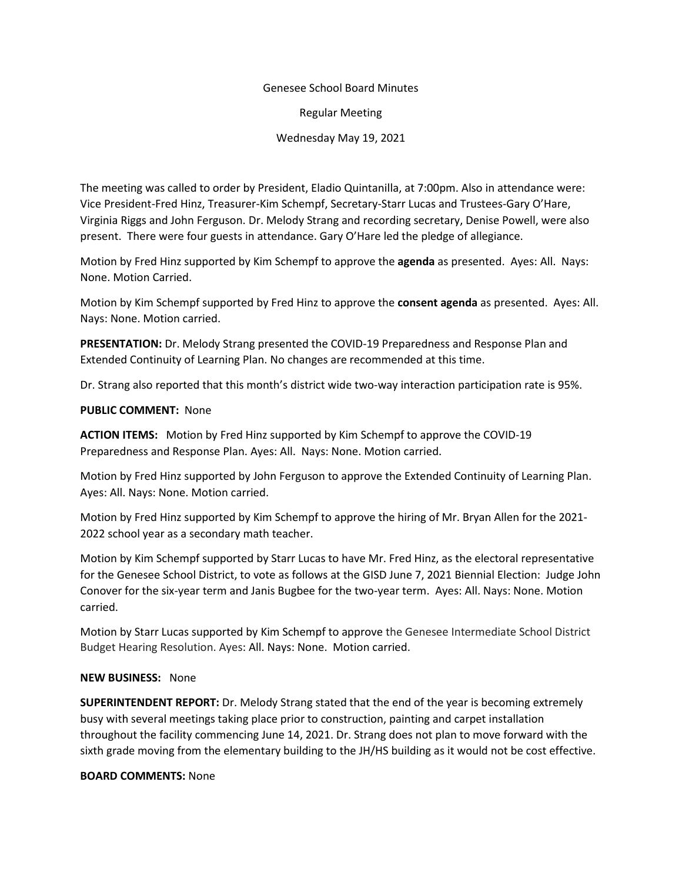Genesee School Board Minutes

Regular Meeting

Wednesday May 19, 2021

The meeting was called to order by President, Eladio Quintanilla, at 7:00pm. Also in attendance were: Vice President-Fred Hinz, Treasurer-Kim Schempf, Secretary-Starr Lucas and Trustees-Gary O'Hare, Virginia Riggs and John Ferguson. Dr. Melody Strang and recording secretary, Denise Powell, were also present. There were four guests in attendance. Gary O'Hare led the pledge of allegiance.

Motion by Fred Hinz supported by Kim Schempf to approve the **agenda** as presented. Ayes: All. Nays: None. Motion Carried.

Motion by Kim Schempf supported by Fred Hinz to approve the **consent agenda** as presented. Ayes: All. Nays: None. Motion carried.

**PRESENTATION:** Dr. Melody Strang presented the COVID-19 Preparedness and Response Plan and Extended Continuity of Learning Plan. No changes are recommended at this time.

Dr. Strang also reported that this month's district wide two-way interaction participation rate is 95%.

**PUBLIC COMMENT:** None

**ACTION ITEMS:** Motion by Fred Hinz supported by Kim Schempf to approve the COVID-19 Preparedness and Response Plan. Ayes: All. Nays: None. Motion carried.

Motion by Fred Hinz supported by John Ferguson to approve the Extended Continuity of Learning Plan. Ayes: All. Nays: None. Motion carried.

Motion by Fred Hinz supported by Kim Schempf to approve the hiring of Mr. Bryan Allen for the 2021-2022 school year as a secondary math teacher.

Motion by Kim Schempf supported by Starr Lucas to have Mr. Fred Hinz, as the electoral representative for the Genesee School District, to vote as follows at the GISD June 7, 2021 Biennial Election: Judge John Conover for the six-year term and Janis Bugbee for the two-year term. Ayes: All. Nays: None. Motion carried.

Motion by Starr Lucas supported by Kim Schempf to approve the Genesee Intermediate School District Budget Hearing Resolution. Ayes: All. Nays: None. Motion carried.

**NEW BUSINESS:** None

**SUPERINTENDENT REPORT:** Dr. Melody Strang stated that the end of the year is becoming extremely busy with several meetings taking place prior to construction, painting and carpet installation throughout the facility commencing June 14, 2021. Dr. Strang does not plan to move forward with the sixth grade moving from the elementary building to the JH/HS building as it would not be cost effective.

**BOARD COMMENTS:** None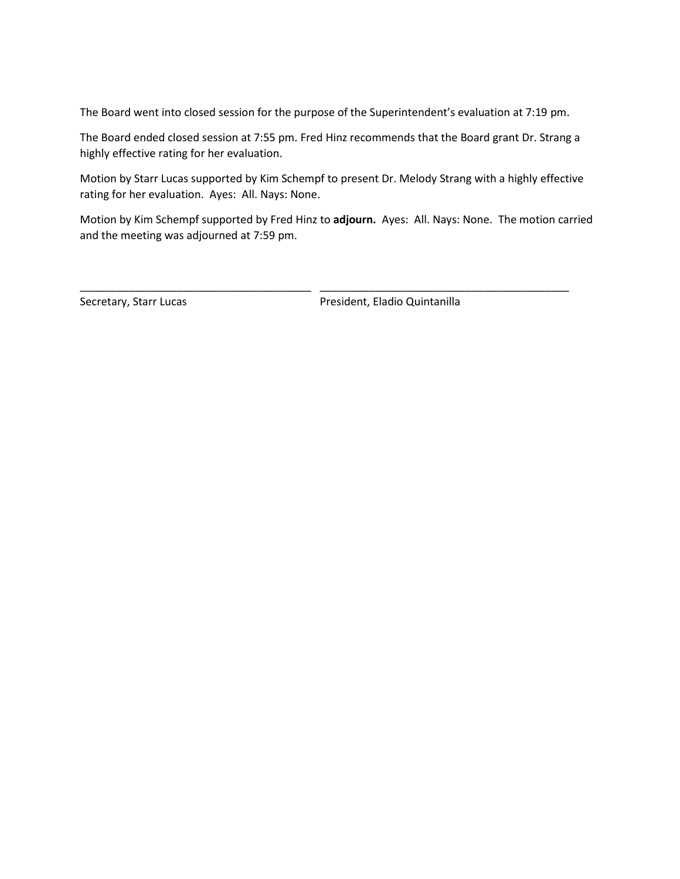The Board went into closed session for the purpose of the Superintendent's evaluation at 7:19 pm.

The Board ended closed session at 7:55 pm. Fred Hinz recommends that the Board grant Dr. Strang a highly effective rating for her evaluation.

Motion by Starr Lucas supported by Kim Schempf to present Dr. Melody Strang with a highly effective rating for her evaluation. Ayes: All. Nays: None.

Motion by Kim Schempf supported by Fred Hinz to **adjourn.** Ayes: All. Nays: None. The motion carried and the meeting was adjourned at 7:59 pm.

\_\_\_\_\_\_\_\_\_\_\_\_\_\_\_\_\_\_\_\_\_\_\_\_\_\_\_\_\_\_\_\_\_\_\_\_\_\_ \_\_\_\_\_\_\_\_\_\_\_\_\_\_\_\_\_\_\_\_\_\_\_\_\_\_\_\_\_\_\_\_\_\_\_\_\_\_\_\_\_\_

Secretary, Starr Lucas                                        President, Eladio Quintanilla